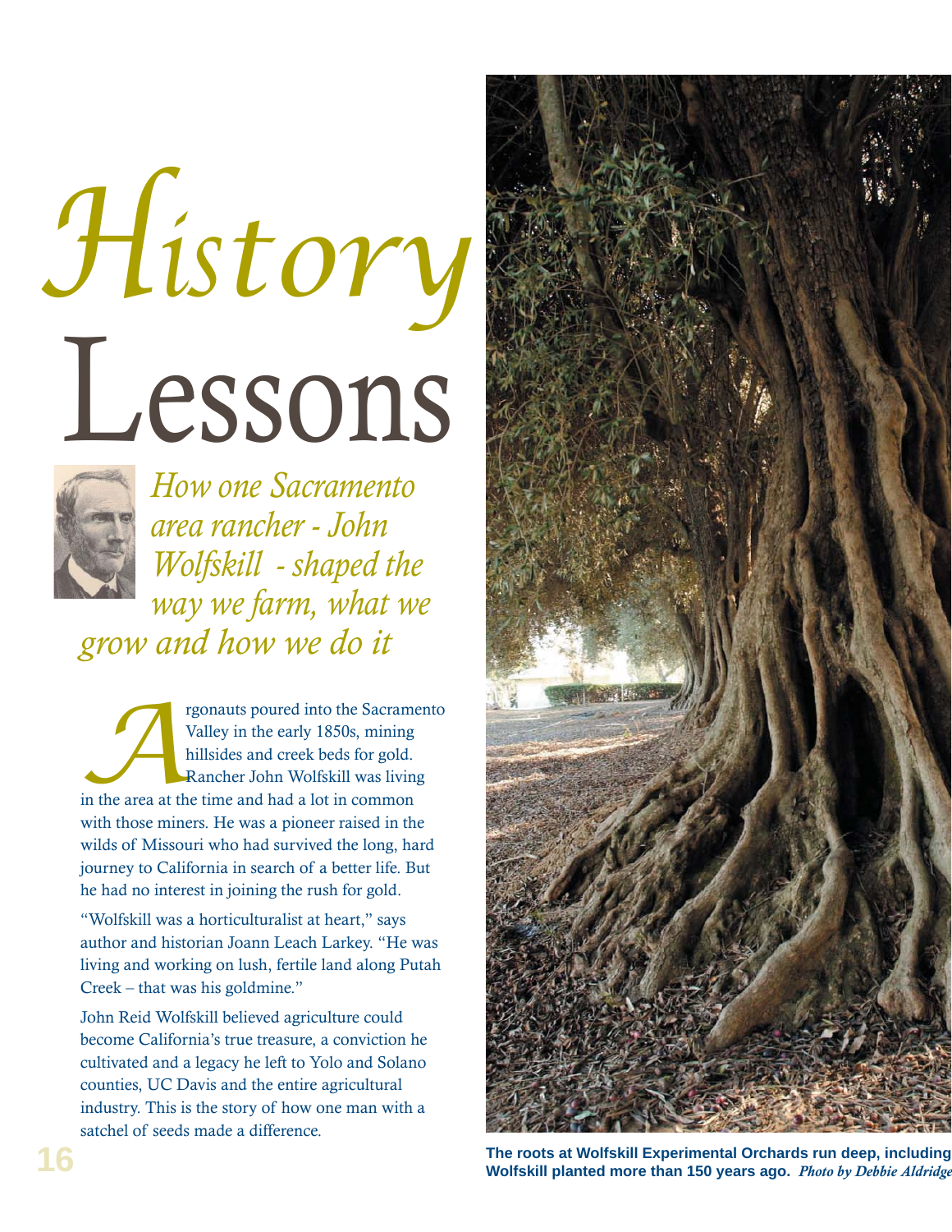# *History* Lessons

*How one Sacramento area rancher - John Wolfskill - shaped the way we farm, what we grow and how we do it*

Argonauts poured into the Sacramento Valley in the early 1850s, mining hillsides and creek beds for gold. Rancher John Wolfskill was living in the area at the time and had a lot in common with those miners. He was a pioneer raised in the wilds of Missouri who had survived the long, hard journey to California in search of a better life. But he had no interest in joining the rush for gold.

"Wolfskill was a horticulturalist at heart," says author and historian Joann Leach Larkey. "He was living and working on lush, fertile land along Putah Creek – that was his goldmine."

John Reid Wolfskill believed agriculture could become California's true treasure, a conviction he cultivated and a legacy he left to Yolo and Solano counties, UC Davis and the entire agricultural industry. This is the story of how one man with a satchel of seeds made a difference.

**The roots at Wolfskill Experimental Orchards run deep, including Wolfskill planted more than 150 years ago.** *Photo by Debbie Aldridge*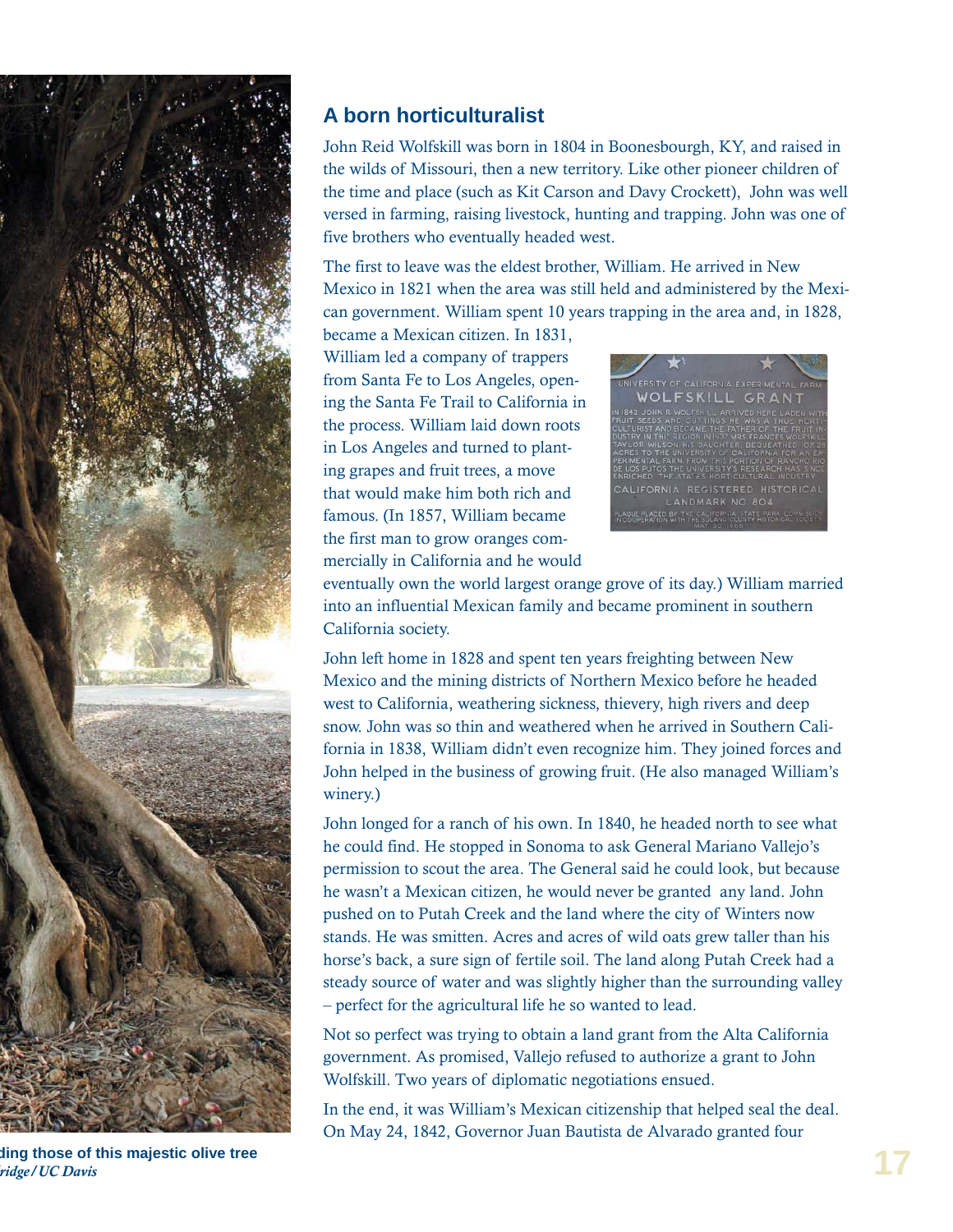## A born horticulturalist

John Reid Wolfskill was born in 1804 in Boonesbourgh, KY, and raised in the wilds of Missouri, then a new territory. Like other pioneer children of the time and place (such as Kit Carson and Davy Crockett), John was well versed in farming, raising livestock, hunting and trapping. John was one of five brothers who eventually headed west.

The first to leave was the eldest brother, William. He arrived in New Mexico in 1821 when the area was still held and administered by the Mexican government. William spent 10 years trapping in the area and, in 1828, became a Mexican citizen. In 1831, William led a company of trappers from Santa Fe to Los Angeles, opening the Santa Fe Trail to California in the process. William laid down roots in Los Angeles and turned to planting grapes and fruit trees, a move that would make him both rich and famous. (In 1857, William became the first man to grow oranges commercially in California and he would eventually own the world largest orange grove of its day.) William married into an influential Mexican family and became prominent in southern California society.

UNIVERSITY OF CALIFORNIA EXPERIMENTAL FARM
WOLFSKILL GRANT
IN 1842 JOHN R. WOLFSKILL ARRIVED HERE LADEN WITH FRUIT SEEDS AND CUTTINGS. HE WAS A TRUE HORTICULTURIST AND BECAME THE FATHER OF THE FRUIT INDUSTRY IN THIS REGION. IN 1937 MRS. FRANCES WOLFSKILL TAYLOR WILSON, HIS DAUGHTER, BEQUEATHED 107.28 ACRES TO THE UNIVERSITY OF CALIFORNIA FOR AN EXPERIMENTAL FARM. FROM THIS PORTION OF RANCHO RIO DE LOS PUTOS THE UNIVERSITY'S RESEARCH HAS SINCE ENRICHED THE STATE'S HORTICULTURAL INDUSTRY.
CALIFORNIA REGISTERED HISTORICAL LANDMARK NO. 804
PLAQUE PLACED BY THE CALIFORNIA STATE PARK COMMISSION IN COOPERATION WITH THE SOLANO COUNTY HISTORICAL SOCIETY MAY 30, 1966

John left home in 1828 and spent ten years freighting between New Mexico and the mining districts of Northern Mexico before he headed west to California, weathering sickness, thievery, high rivers and deep snow. John was so thin and weathered when he arrived in Southern California in 1838, William didn't even recognize him. They joined forces and John helped in the business of growing fruit. (He also managed William's winery.)

John longed for a ranch of his own. In 1840, he headed north to see what he could find. He stopped in Sonoma to ask General Mariano Vallejo's permission to scout the area. The General said he could look, but because he wasn't a Mexican citizen, he would never be granted any land. John pushed on to Putah Creek and the land where the city of Winters now stands. He was smitten. Acres and acres of wild oats grew taller than his horse's back, a sure sign of fertile soil. The land along Putah Creek had a steady source of water and was slightly higher than the surrounding valley – perfect for the agricultural life he so wanted to lead.

Not so perfect was trying to obtain a land grant from the Alta California government. As promised, Vallejo refused to authorize a grant to John Wolfskill. Two years of diplomatic negotiations ensued.

In the end, it was William's Mexican citizenship that helped seal the deal. On May 24, 1842, Governor Juan Bautista de Alvarado granted four

**...ding those of this majestic olive tree**
***...ridge / UC Davis***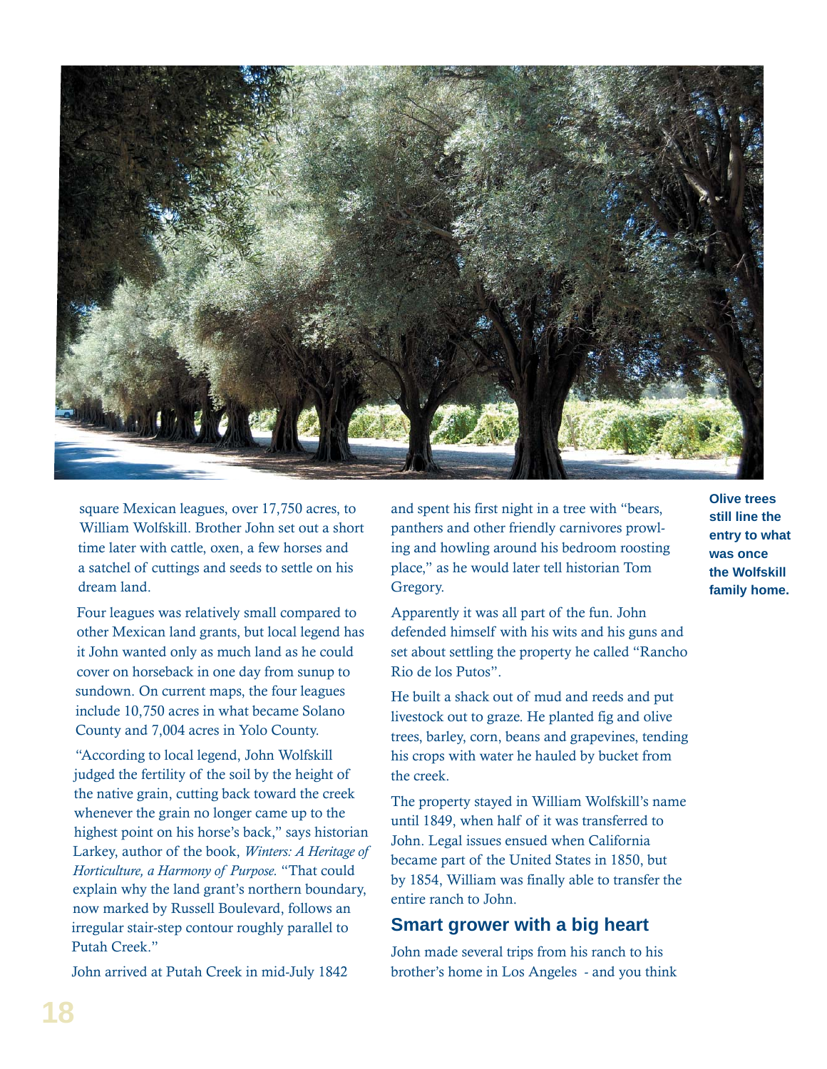square Mexican leagues, over 17,750 acres, to William Wolfskill. Brother John set out a short time later with cattle, oxen, a few horses and a satchel of cuttings and seeds to settle on his dream land.

Four leagues was relatively small compared to other Mexican land grants, but local legend has it John wanted only as much land as he could cover on horseback in one day from sunup to sundown. On current maps, the four leagues include 10,750 acres in what became Solano County and 7,004 acres in Yolo County.

"According to local legend, John Wolfskill judged the fertility of the soil by the height of the native grain, cutting back toward the creek whenever the grain no longer came up to the highest point on his horse's back," says historian Larkey, author of the book, *Winters: A Heritage of Horticulture, a Harmony of Purpose.* "That could explain why the land grant's northern boundary, now marked by Russell Boulevard, follows an irregular stair-step contour roughly parallel to Putah Creek."

John arrived at Putah Creek in mid-July 1842 and spent his first night in a tree with "bears, panthers and other friendly carnivores prowling and howling around his bedroom roosting place," as he would later tell historian Tom Gregory.

Apparently it was all part of the fun. John defended himself with his wits and his guns and set about settling the property he called "Rancho Rio de los Putos".

He built a shack out of mud and reeds and put livestock out to graze. He planted fig and olive trees, barley, corn, beans and grapevines, tending his crops with water he hauled by bucket from the creek.

The property stayed in William Wolfskill's name until 1849, when half of it was transferred to John. Legal issues ensued when California became part of the United States in 1850, but by 1854, William was finally able to transfer the entire ranch to John.

## Smart grower with a big heart

John made several trips from his ranch to his brother's home in Los Angeles - and you think

**Olive trees still line the entry to what was once the Wolfskill family home.**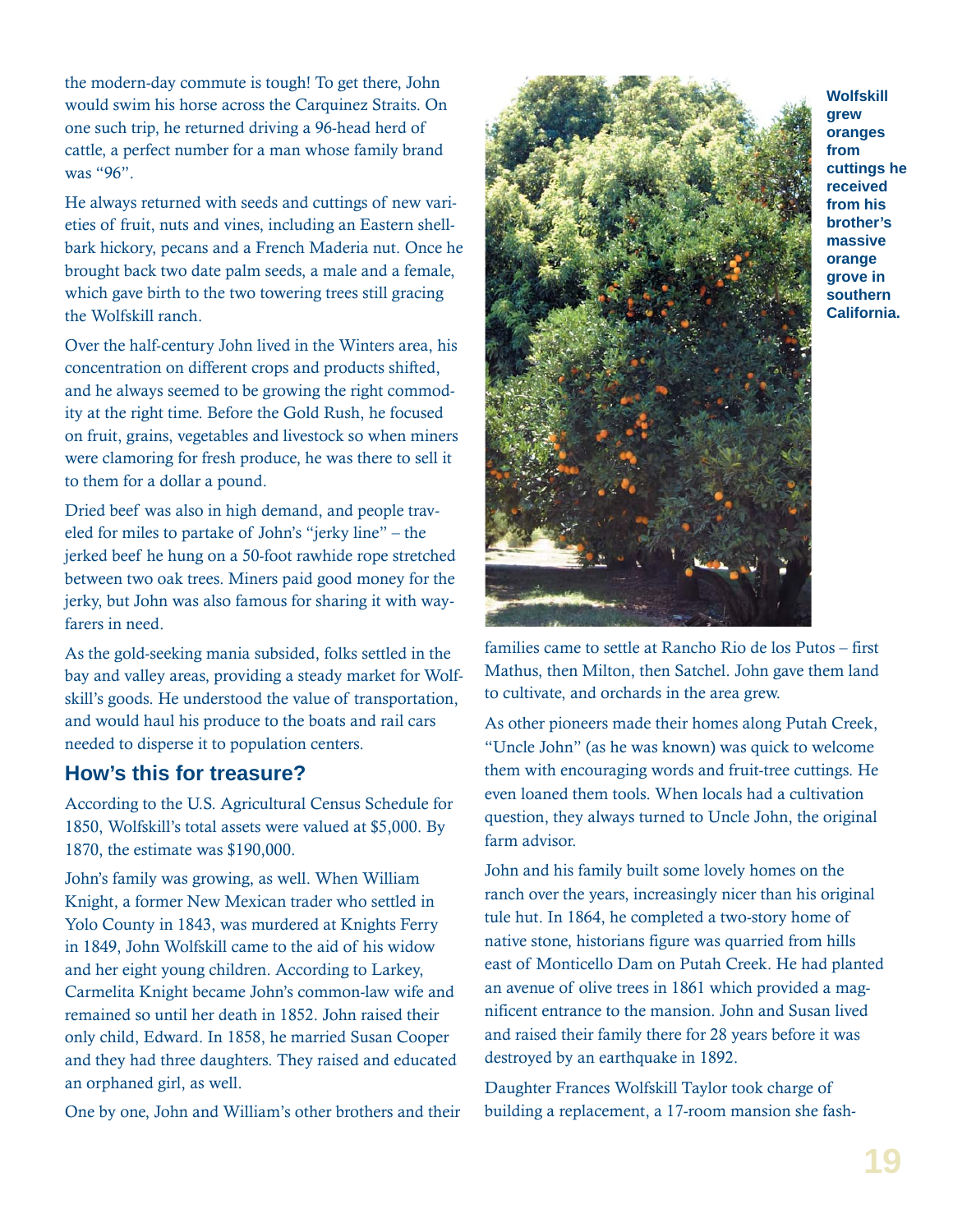the modern-day commute is tough! To get there, John would swim his horse across the Carquinez Straits. On one such trip, he returned driving a 96-head herd of cattle, a perfect number for a man whose family brand was "96".

He always returned with seeds and cuttings of new varieties of fruit, nuts and vines, including an Eastern shellbark hickory, pecans and a French Maderia nut. Once he brought back two date palm seeds, a male and a female, which gave birth to the two towering trees still gracing the Wolfskill ranch.

Over the half-century John lived in the Winters area, his concentration on different crops and products shifted, and he always seemed to be growing the right commodity at the right time. Before the Gold Rush, he focused on fruit, grains, vegetables and livestock so when miners were clamoring for fresh produce, he was there to sell it to them for a dollar a pound.

Dried beef was also in high demand, and people traveled for miles to partake of John's "jerky line" – the jerked beef he hung on a 50-foot rawhide rope stretched between two oak trees. Miners paid good money for the jerky, but John was also famous for sharing it with wayfarers in need.

As the gold-seeking mania subsided, folks settled in the bay and valley areas, providing a steady market for Wolfskill's goods. He understood the value of transportation, and would haul his produce to the boats and rail cars needed to disperse it to population centers.

## How's this for treasure?

According to the U.S. Agricultural Census Schedule for 1850, Wolfskill's total assets were valued at $5,000. By 1870, the estimate was $190,000.

John's family was growing, as well. When William Knight, a former New Mexican trader who settled in Yolo County in 1843, was murdered at Knights Ferry in 1849, John Wolfskill came to the aid of his widow and her eight young children. According to Larkey, Carmelita Knight became John's common-law wife and remained so until her death in 1852. John raised their only child, Edward. In 1858, he married Susan Cooper and they had three daughters. They raised and educated an orphaned girl, as well.

One by one, John and William's other brothers and their families came to settle at Rancho Rio de los Putos – first Mathus, then Milton, then Satchel. John gave them land to cultivate, and orchards in the area grew.

**Wolfskill grew oranges from cuttings he received from his brother's massive orange grove in southern California.**

As other pioneers made their homes along Putah Creek, "Uncle John" (as he was known) was quick to welcome them with encouraging words and fruit-tree cuttings. He even loaned them tools. When locals had a cultivation question, they always turned to Uncle John, the original farm advisor.

John and his family built some lovely homes on the ranch over the years, increasingly nicer than his original tule hut. In 1864, he completed a two-story home of native stone, historians figure was quarried from hills east of Monticello Dam on Putah Creek. He had planted an avenue of olive trees in 1861 which provided a magnificent entrance to the mansion. John and Susan lived and raised their family there for 28 years before it was destroyed by an earthquake in 1892.

Daughter Frances Wolfskill Taylor took charge of building a replacement, a 17-room mansion she fash-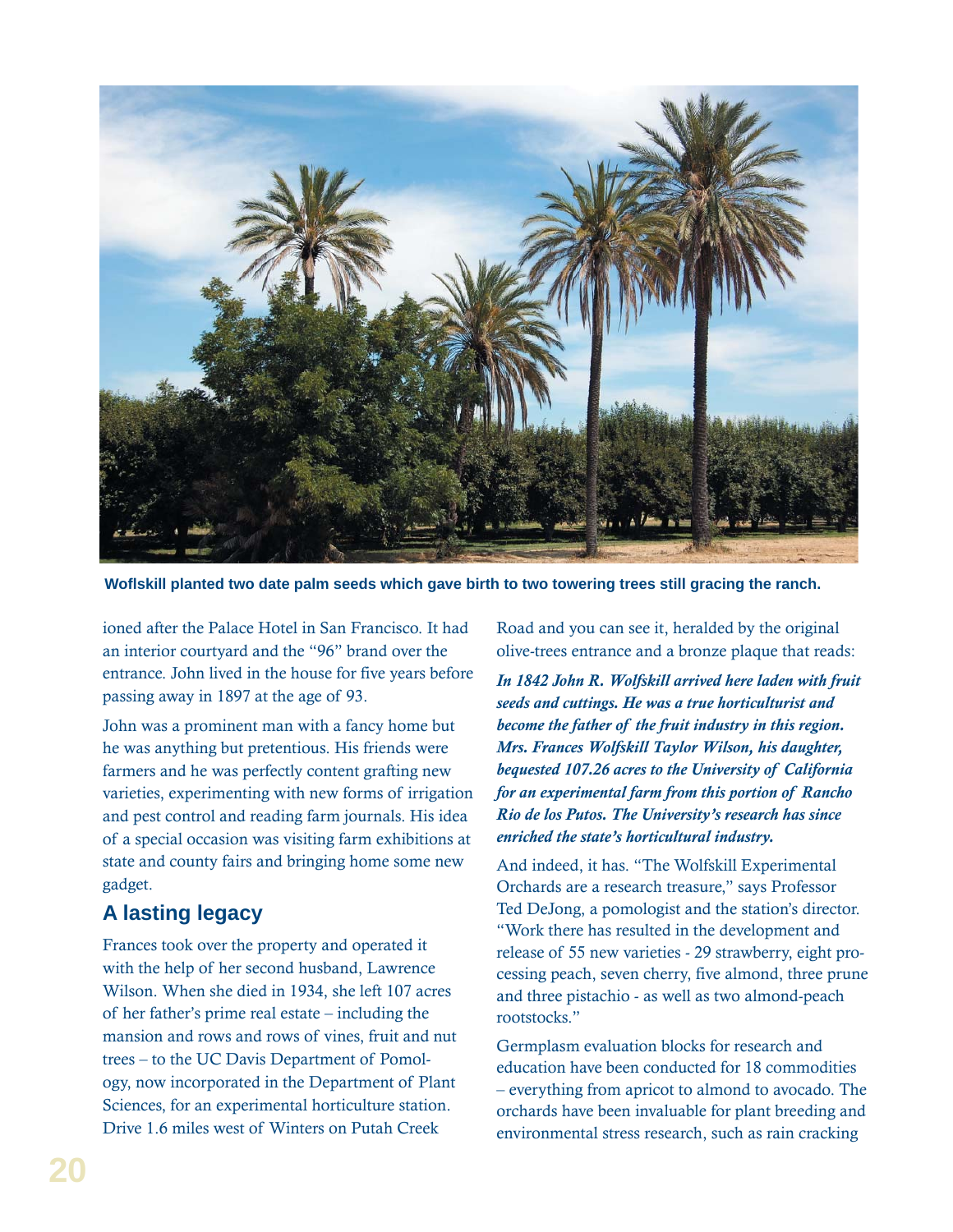**Woflskill planted two date palm seeds which gave birth to two towering trees still gracing the ranch.**

ioned after the Palace Hotel in San Francisco. It had an interior courtyard and the "96" brand over the entrance. John lived in the house for five years before passing away in 1897 at the age of 93.

John was a prominent man with a fancy home but he was anything but pretentious. His friends were farmers and he was perfectly content grafting new varieties, experimenting with new forms of irrigation and pest control and reading farm journals. His idea of a special occasion was visiting farm exhibitions at state and county fairs and bringing home some new gadget.

## A lasting legacy

Frances took over the property and operated it with the help of her second husband, Lawrence Wilson. When she died in 1934, she left 107 acres of her father's prime real estate – including the mansion and rows and rows of vines, fruit and nut trees – to the UC Davis Department of Pomology, now incorporated in the Department of Plant Sciences, for an experimental horticulture station. Drive 1.6 miles west of Winters on Putah Creek Road and you can see it, heralded by the original olive-trees entrance and a bronze plaque that reads:

***In 1842 John R. Wolfskill arrived here laden with fruit seeds and cuttings. He was a true horticulturist and become the father of the fruit industry in this region. Mrs. Frances Wolfskill Taylor Wilson, his daughter, bequested 107.26 acres to the University of California for an experimental farm from this portion of Rancho Rio de los Putos. The University's research has since enriched the state's horticultural industry.***

And indeed, it has. "The Wolfskill Experimental Orchards are a research treasure," says Professor Ted DeJong, a pomologist and the station's director. "Work there has resulted in the development and release of 55 new varieties - 29 strawberry, eight processing peach, seven cherry, five almond, three prune and three pistachio - as well as two almond-peach rootstocks."

Germplasm evaluation blocks for research and education have been conducted for 18 commodities – everything from apricot to almond to avocado. The orchards have been invaluable for plant breeding and environmental stress research, such as rain cracking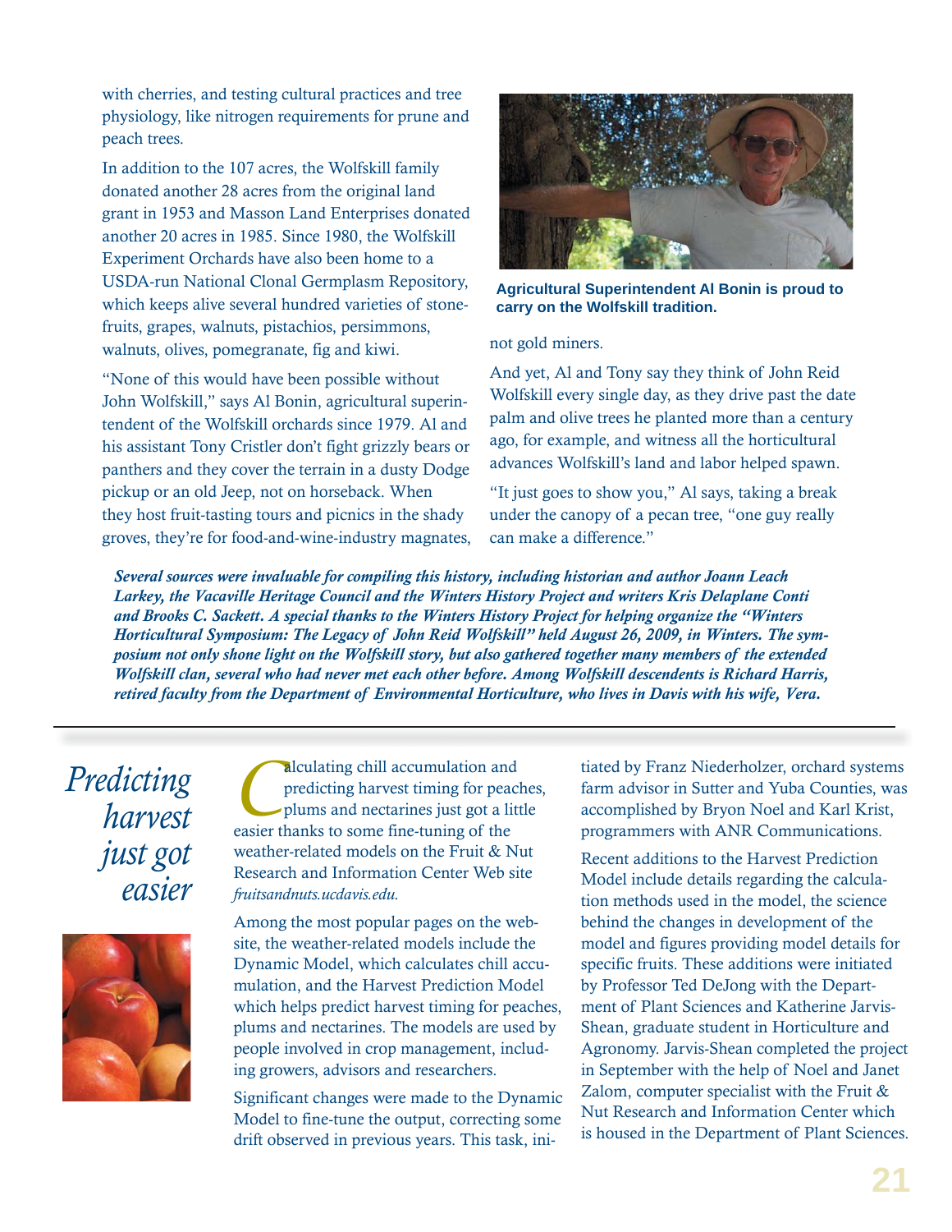with cherries, and testing cultural practices and tree physiology, like nitrogen requirements for prune and peach trees.

In addition to the 107 acres, the Wolfskill family donated another 28 acres from the original land grant in 1953 and Masson Land Enterprises donated another 20 acres in 1985. Since 1980, the Wolfskill Experiment Orchards have also been home to a USDA-run National Clonal Germplasm Repository, which keeps alive several hundred varieties of stone-fruits, grapes, walnuts, pistachios, persimmons, walnuts, olives, pomegranate, fig and kiwi.

"None of this would have been possible without John Wolfskill," says Al Bonin, agricultural superintendent of the Wolfskill orchards since 1979. Al and his assistant Tony Cristler don't fight grizzly bears or panthers and they cover the terrain in a dusty Dodge pickup or an old Jeep, not on horseback. When they host fruit-tasting tours and picnics in the shady groves, they're for food-and-wine-industry magnates, not gold miners.

**Agricultural Superintendent Al Bonin is proud to carry on the Wolfskill tradition.**

And yet, Al and Tony say they think of John Reid Wolfskill every single day, as they drive past the date palm and olive trees he planted more than a century ago, for example, and witness all the horticultural advances Wolfskill's land and labor helped spawn.

"It just goes to show you," Al says, taking a break under the canopy of a pecan tree, "one guy really can make a difference."

***Several sources were invaluable for compiling this history, including historian and author Joann Leach Larkey, the Vacaville Heritage Council and the Winters History Project and writers Kris Delaplane Conti and Brooks C. Sackett. A special thanks to the Winters History Project for helping organize the "Winters Horticultural Symposium: The Legacy of John Reid Wolfskill" held August 26, 2009, in Winters. The symposium not only shone light on the Wolfskill story, but also gathered together many members of the extended Wolfskill clan, several who had never met each other before. Among Wolfskill descendents is Richard Harris, retired faculty from the Department of Environmental Horticulture, who lives in Davis with his wife, Vera.***

## *Predicting harvest just got easier*

Calculating chill accumulation and predicting harvest timing for peaches, plums and nectarines just got a little easier thanks to some fine-tuning of the weather-related models on the Fruit & Nut Research and Information Center Web site *fruitsandnuts.ucdavis.edu.*

Among the most popular pages on the website, the weather-related models include the Dynamic Model, which calculates chill accumulation, and the Harvest Prediction Model which helps predict harvest timing for peaches, plums and nectarines. The models are used by people involved in crop management, including growers, advisors and researchers.

Significant changes were made to the Dynamic Model to fine-tune the output, correcting some drift observed in previous years. This task, initiated by Franz Niederholzer, orchard systems farm advisor in Sutter and Yuba Counties, was accomplished by Bryon Noel and Karl Krist, programmers with ANR Communications.

Recent additions to the Harvest Prediction Model include details regarding the calculation methods used in the model, the science behind the changes in development of the model and figures providing model details for specific fruits. These additions were initiated by Professor Ted DeJong with the Department of Plant Sciences and Katherine Jarvis-Shean, graduate student in Horticulture and Agronomy. Jarvis-Shean completed the project in September with the help of Noel and Janet Zalom, computer specialist with the Fruit & Nut Research and Information Center which is housed in the Department of Plant Sciences.